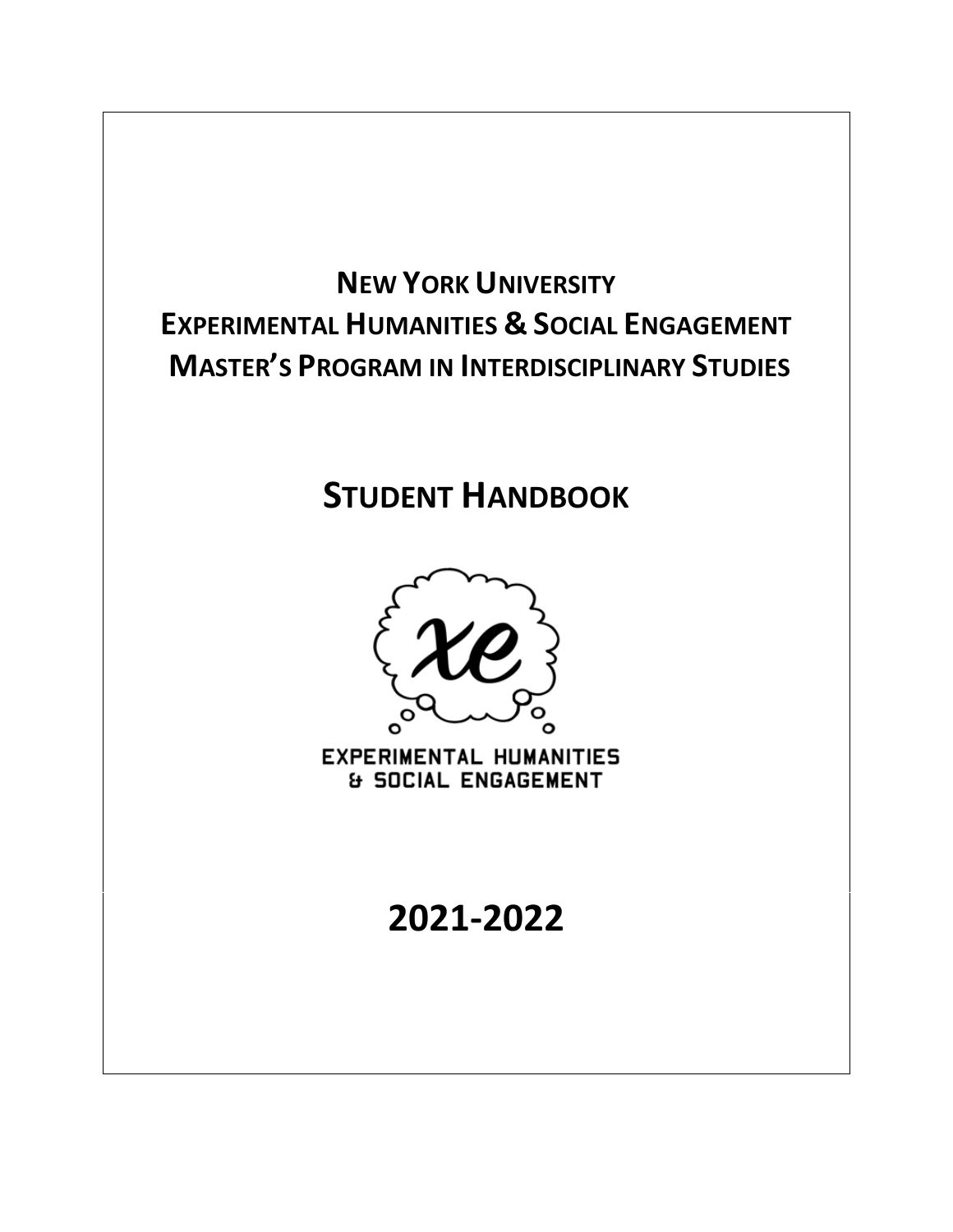# NEW YORK UNIVERSITY
# EXPERIMENTAL HUMANITIES & SOCIAL ENGAGEMENT
# MASTER'S PROGRAM IN INTERDISCIPLINARY STUDIES

## STUDENT HANDBOOK

EXPERIMENTAL HUMANITIES & SOCIAL ENGAGEMENT

## 2021-2022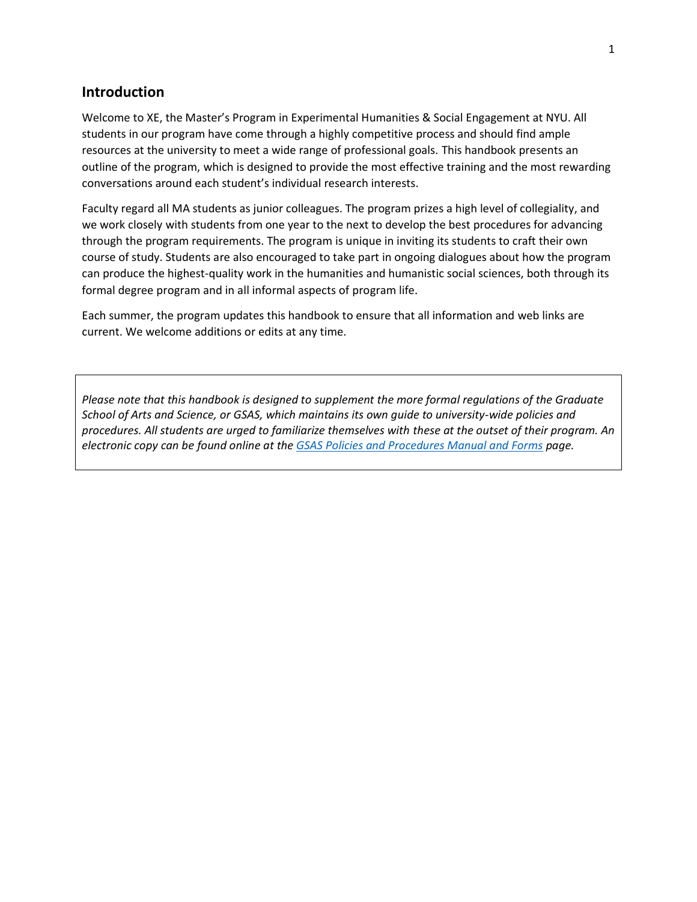## Introduction

Welcome to XE, the Master's Program in Experimental Humanities & Social Engagement at NYU. All students in our program have come through a highly competitive process and should find ample resources at the university to meet a wide range of professional goals. This handbook presents an outline of the program, which is designed to provide the most effective training and the most rewarding conversations around each student's individual research interests.

Faculty regard all MA students as junior colleagues. The program prizes a high level of collegiality, and we work closely with students from one year to the next to develop the best procedures for advancing through the program requirements. The program is unique in inviting its students to craft their own course of study. Students are also encouraged to take part in ongoing dialogues about how the program can produce the highest-quality work in the humanities and humanistic social sciences, both through its formal degree program and in all informal aspects of program life.

Each summer, the program updates this handbook to ensure that all information and web links are current. We welcome additions or edits at any time.

*Please note that this handbook is designed to supplement the more formal regulations of the Graduate School of Arts and Science, or GSAS, which maintains its own guide to university-wide policies and procedures. All students are urged to familiarize themselves with these at the outset of their program. An electronic copy can be found online at the GSAS Policies and Procedures Manual and Forms page.*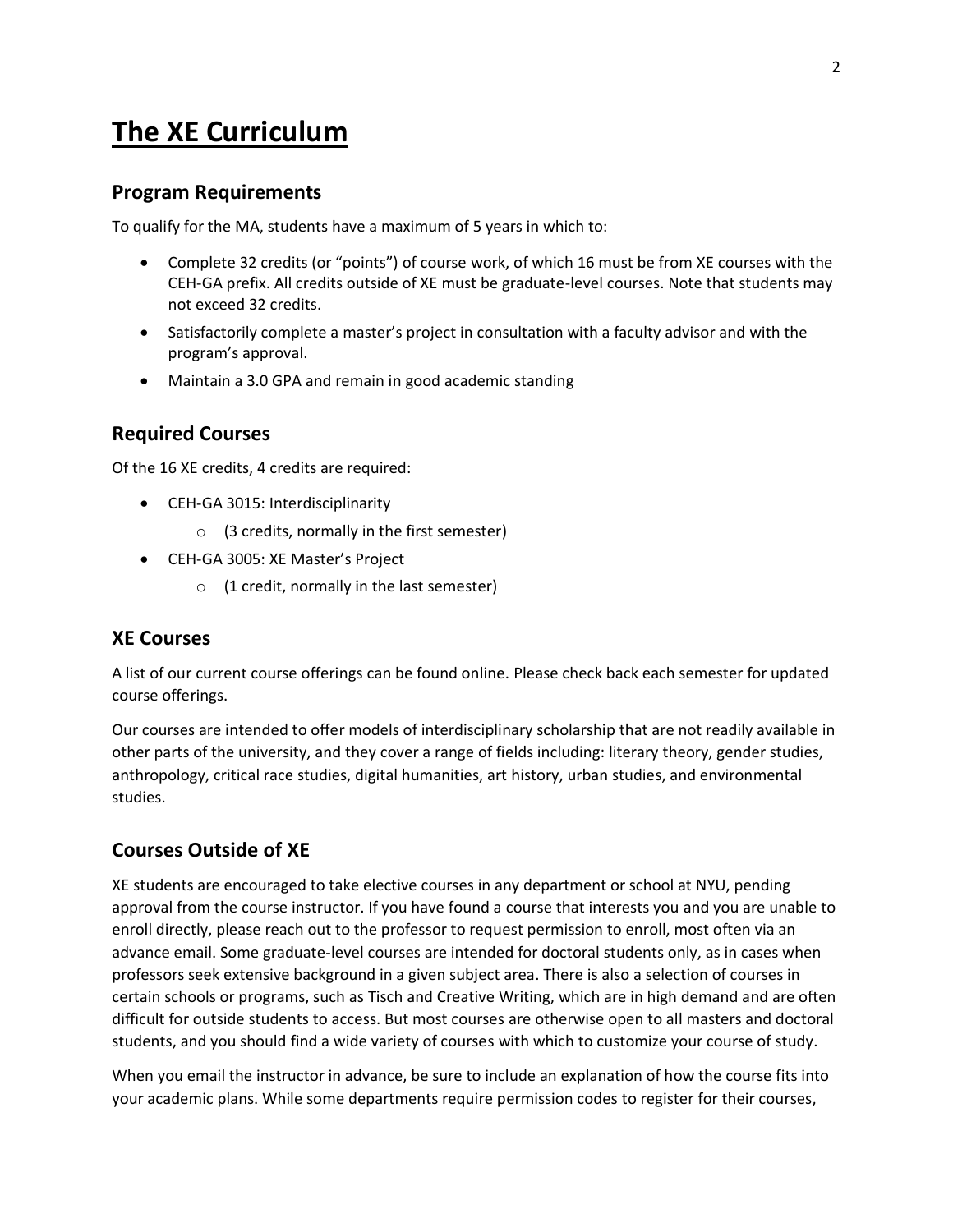# The XE Curriculum

## Program Requirements

To qualify for the MA, students have a maximum of 5 years in which to:

- Complete 32 credits (or "points") of course work, of which 16 must be from XE courses with the CEH-GA prefix. All credits outside of XE must be graduate-level courses. Note that students may not exceed 32 credits.
- Satisfactorily complete a master's project in consultation with a faculty advisor and with the program's approval.
- Maintain a 3.0 GPA and remain in good academic standing

## Required Courses

Of the 16 XE credits, 4 credits are required:

- CEH-GA 3015: Interdisciplinarity
    - (3 credits, normally in the first semester)
- CEH-GA 3005: XE Master's Project
    - (1 credit, normally in the last semester)

## XE Courses

A list of our current course offerings can be found online. Please check back each semester for updated course offerings.

Our courses are intended to offer models of interdisciplinary scholarship that are not readily available in other parts of the university, and they cover a range of fields including: literary theory, gender studies, anthropology, critical race studies, digital humanities, art history, urban studies, and environmental studies.

## Courses Outside of XE

XE students are encouraged to take elective courses in any department or school at NYU, pending approval from the course instructor. If you have found a course that interests you and you are unable to enroll directly, please reach out to the professor to request permission to enroll, most often via an advance email. Some graduate-level courses are intended for doctoral students only, as in cases when professors seek extensive background in a given subject area. There is also a selection of courses in certain schools or programs, such as Tisch and Creative Writing, which are in high demand and are often difficult for outside students to access. But most courses are otherwise open to all masters and doctoral students, and you should find a wide variety of courses with which to customize your course of study.

When you email the instructor in advance, be sure to include an explanation of how the course fits into your academic plans. While some departments require permission codes to register for their courses,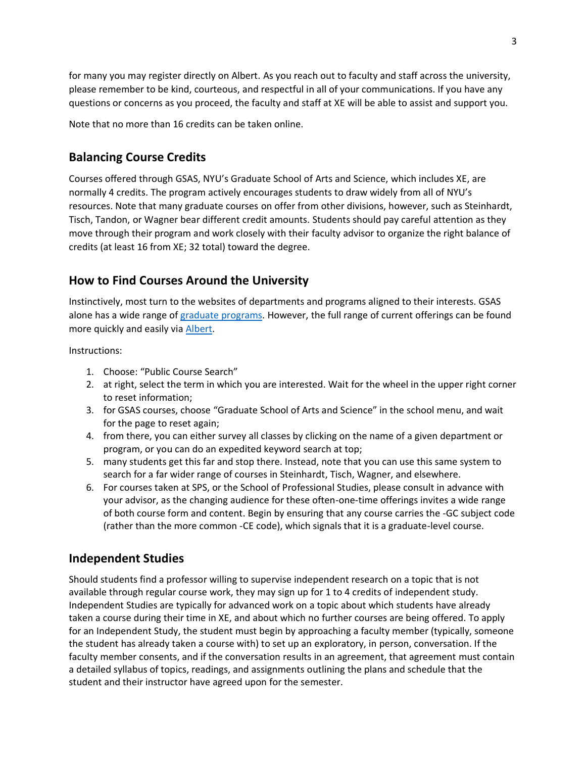for many you may register directly on Albert. As you reach out to faculty and staff across the university, please remember to be kind, courteous, and respectful in all of your communications. If you have any questions or concerns as you proceed, the faculty and staff at XE will be able to assist and support you.

Note that no more than 16 credits can be taken online.

## Balancing Course Credits

Courses offered through GSAS, NYU's Graduate School of Arts and Science, which includes XE, are normally 4 credits. The program actively encourages students to draw widely from all of NYU's resources. Note that many graduate courses on offer from other divisions, however, such as Steinhardt, Tisch, Tandon, or Wagner bear different credit amounts. Students should pay careful attention as they move through their program and work closely with their faculty advisor to organize the right balance of credits (at least 16 from XE; 32 total) toward the degree.

## How to Find Courses Around the University

Instinctively, most turn to the websites of departments and programs aligned to their interests. GSAS alone has a wide range of graduate programs. However, the full range of current offerings can be found more quickly and easily via Albert.

Instructions:

1. Choose: "Public Course Search"
2. at right, select the term in which you are interested. Wait for the wheel in the upper right corner to reset information;
3. for GSAS courses, choose "Graduate School of Arts and Science" in the school menu, and wait for the page to reset again;
4. from there, you can either survey all classes by clicking on the name of a given department or program, or you can do an expedited keyword search at top;
5. many students get this far and stop there. Instead, note that you can use this same system to search for a far wider range of courses in Steinhardt, Tisch, Wagner, and elsewhere.
6. For courses taken at SPS, or the School of Professional Studies, please consult in advance with your advisor, as the changing audience for these often-one-time offerings invites a wide range of both course form and content. Begin by ensuring that any course carries the -GC subject code (rather than the more common -CE code), which signals that it is a graduate-level course.

## Independent Studies

Should students find a professor willing to supervise independent research on a topic that is not available through regular course work, they may sign up for 1 to 4 credits of independent study. Independent Studies are typically for advanced work on a topic about which students have already taken a course during their time in XE, and about which no further courses are being offered. To apply for an Independent Study, the student must begin by approaching a faculty member (typically, someone the student has already taken a course with) to set up an exploratory, in person, conversation. If the faculty member consents, and if the conversation results in an agreement, that agreement must contain a detailed syllabus of topics, readings, and assignments outlining the plans and schedule that the student and their instructor have agreed upon for the semester.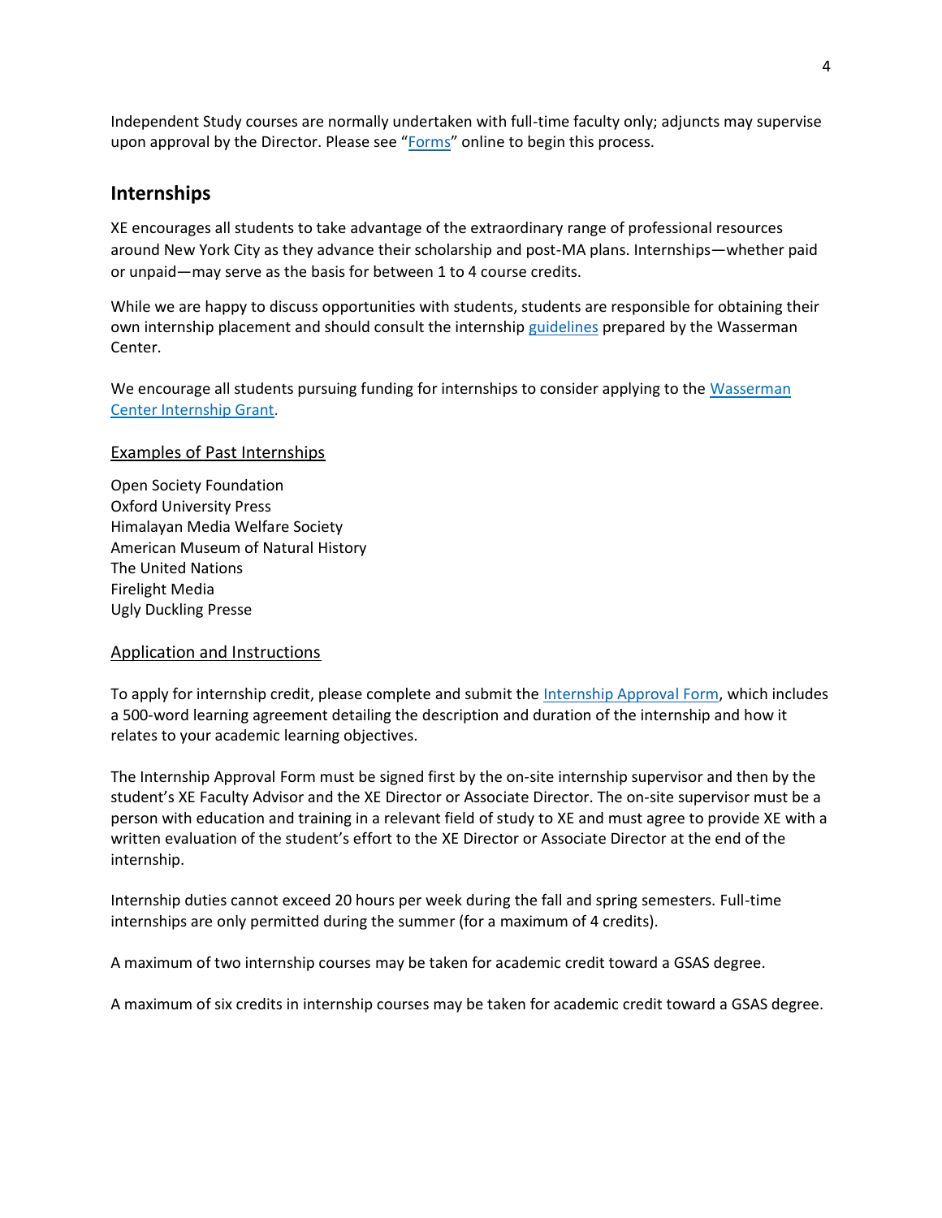Independent Study courses are normally undertaken with full-time faculty only; adjuncts may supervise upon approval by the Director. Please see "Forms" online to begin this process.

## Internships

XE encourages all students to take advantage of the extraordinary range of professional resources around New York City as they advance their scholarship and post-MA plans. Internships—whether paid or unpaid—may serve as the basis for between 1 to 4 course credits.

While we are happy to discuss opportunities with students, students are responsible for obtaining their own internship placement and should consult the internship guidelines prepared by the Wasserman Center.

We encourage all students pursuing funding for internships to consider applying to the Wasserman Center Internship Grant.

### Examples of Past Internships

Open Society Foundation
Oxford University Press
Himalayan Media Welfare Society
American Museum of Natural History
The United Nations
Firelight Media
Ugly Duckling Presse

### Application and Instructions

To apply for internship credit, please complete and submit the Internship Approval Form, which includes a 500-word learning agreement detailing the description and duration of the internship and how it relates to your academic learning objectives.

The Internship Approval Form must be signed first by the on-site internship supervisor and then by the student's XE Faculty Advisor and the XE Director or Associate Director. The on-site supervisor must be a person with education and training in a relevant field of study to XE and must agree to provide XE with a written evaluation of the student's effort to the XE Director or Associate Director at the end of the internship.

Internship duties cannot exceed 20 hours per week during the fall and spring semesters. Full-time internships are only permitted during the summer (for a maximum of 4 credits).

A maximum of two internship courses may be taken for academic credit toward a GSAS degree.

A maximum of six credits in internship courses may be taken for academic credit toward a GSAS degree.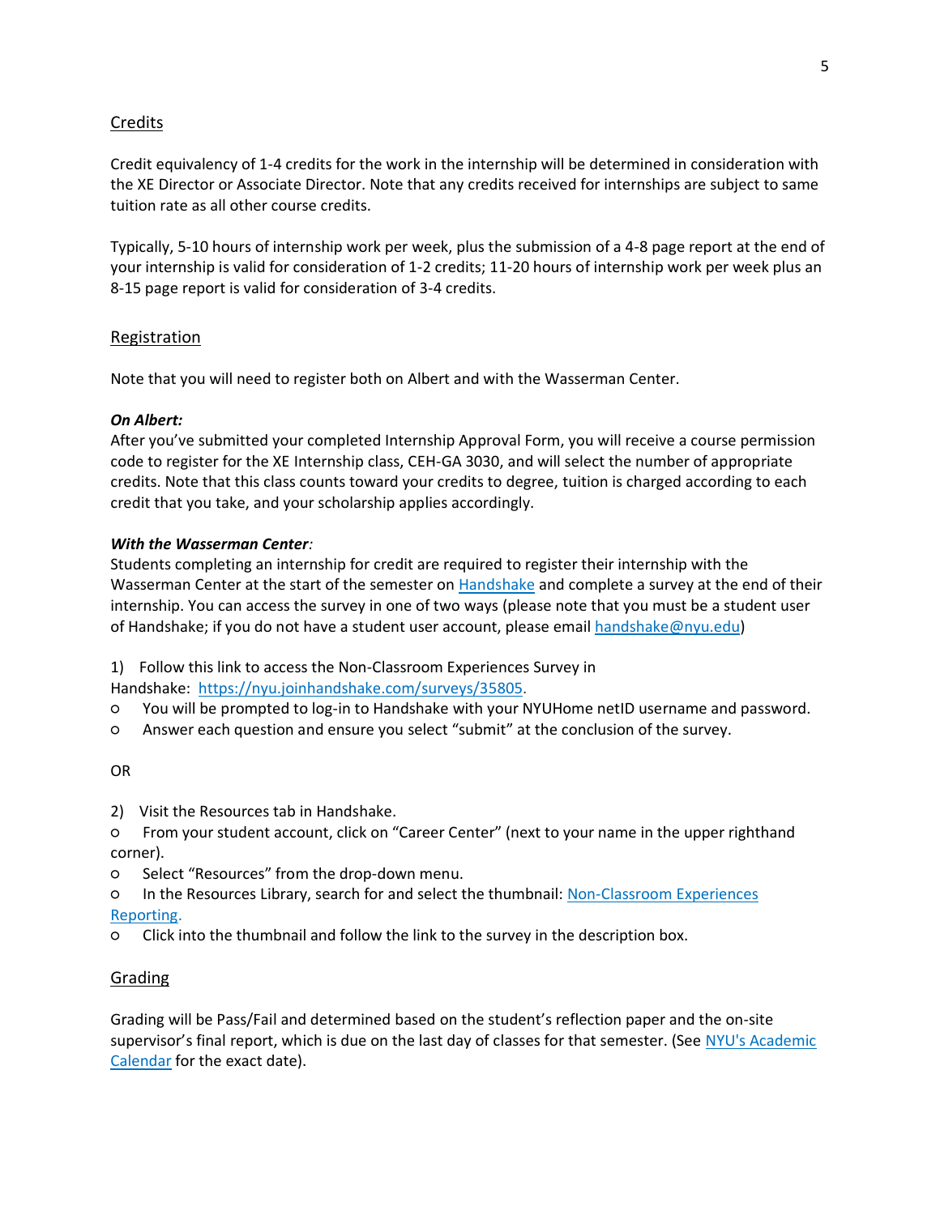## Credits

Credit equivalency of 1-4 credits for the work in the internship will be determined in consideration with the XE Director or Associate Director. Note that any credits received for internships are subject to same tuition rate as all other course credits.

Typically, 5-10 hours of internship work per week, plus the submission of a 4-8 page report at the end of your internship is valid for consideration of 1-2 credits; 11-20 hours of internship work per week plus an 8-15 page report is valid for consideration of 3-4 credits.

## Registration

Note that you will need to register both on Albert and with the Wasserman Center.

***On Albert:***
After you've submitted your completed Internship Approval Form, you will receive a course permission code to register for the XE Internship class, CEH-GA 3030, and will select the number of appropriate credits. Note that this class counts toward your credits to degree, tuition is charged according to each credit that you take, and your scholarship applies accordingly.

***With the Wasserman Center:***
Students completing an internship for credit are required to register their internship with the Wasserman Center at the start of the semester on Handshake and complete a survey at the end of their internship. You can access the survey in one of two ways (please note that you must be a student user of Handshake; if you do not have a student user account, please email handshake@nyu.edu)

1) Follow this link to access the Non-Classroom Experiences Survey in Handshake: https://nyu.joinhandshake.com/surveys/35805.
   - You will be prompted to log-in to Handshake with your NYUHome netID username and password.
   - Answer each question and ensure you select "submit" at the conclusion of the survey.

OR

2) Visit the Resources tab in Handshake.
   - From your student account, click on "Career Center" (next to your name in the upper righthand corner).
   - Select "Resources" from the drop-down menu.
   - In the Resources Library, search for and select the thumbnail: Non-Classroom Experiences Reporting.
   - Click into the thumbnail and follow the link to the survey in the description box.

## Grading

Grading will be Pass/Fail and determined based on the student's reflection paper and the on-site supervisor's final report, which is due on the last day of classes for that semester. (See NYU's Academic Calendar for the exact date).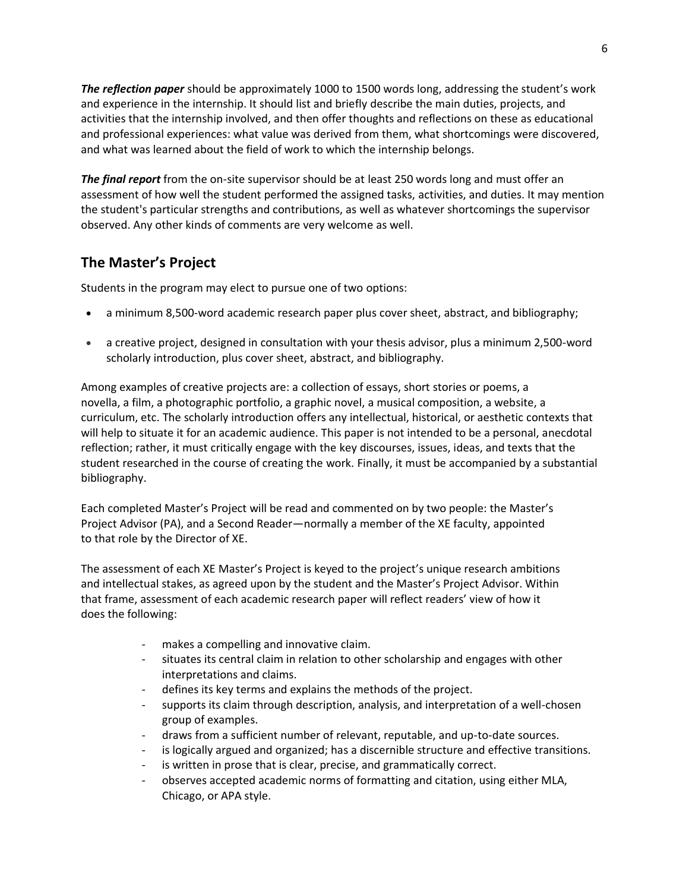***The reflection paper*** should be approximately 1000 to 1500 words long, addressing the student's work and experience in the internship. It should list and briefly describe the main duties, projects, and activities that the internship involved, and then offer thoughts and reflections on these as educational and professional experiences: what value was derived from them, what shortcomings were discovered, and what was learned about the field of work to which the internship belongs.

***The final report*** from the on-site supervisor should be at least 250 words long and must offer an assessment of how well the student performed the assigned tasks, activities, and duties. It may mention the student's particular strengths and contributions, as well as whatever shortcomings the supervisor observed. Any other kinds of comments are very welcome as well.

## The Master's Project

Students in the program may elect to pursue one of two options:

- a minimum 8,500-word academic research paper plus cover sheet, abstract, and bibliography;
- a creative project, designed in consultation with your thesis advisor, plus a minimum 2,500-word scholarly introduction, plus cover sheet, abstract, and bibliography.

Among examples of creative projects are: a collection of essays, short stories or poems, a novella, a film, a photographic portfolio, a graphic novel, a musical composition, a website, a curriculum, etc. The scholarly introduction offers any intellectual, historical, or aesthetic contexts that will help to situate it for an academic audience. This paper is not intended to be a personal, anecdotal reflection; rather, it must critically engage with the key discourses, issues, ideas, and texts that the student researched in the course of creating the work. Finally, it must be accompanied by a substantial bibliography.

Each completed Master's Project will be read and commented on by two people: the Master's Project Advisor (PA), and a Second Reader—normally a member of the XE faculty, appointed to that role by the Director of XE.

The assessment of each XE Master's Project is keyed to the project's unique research ambitions and intellectual stakes, as agreed upon by the student and the Master's Project Advisor. Within that frame, assessment of each academic research paper will reflect readers' view of how it does the following:

- makes a compelling and innovative claim.
- situates its central claim in relation to other scholarship and engages with other interpretations and claims.
- defines its key terms and explains the methods of the project.
- supports its claim through description, analysis, and interpretation of a well-chosen group of examples.
- draws from a sufficient number of relevant, reputable, and up-to-date sources.
- is logically argued and organized; has a discernible structure and effective transitions.
- is written in prose that is clear, precise, and grammatically correct.
- observes accepted academic norms of formatting and citation, using either MLA, Chicago, or APA style.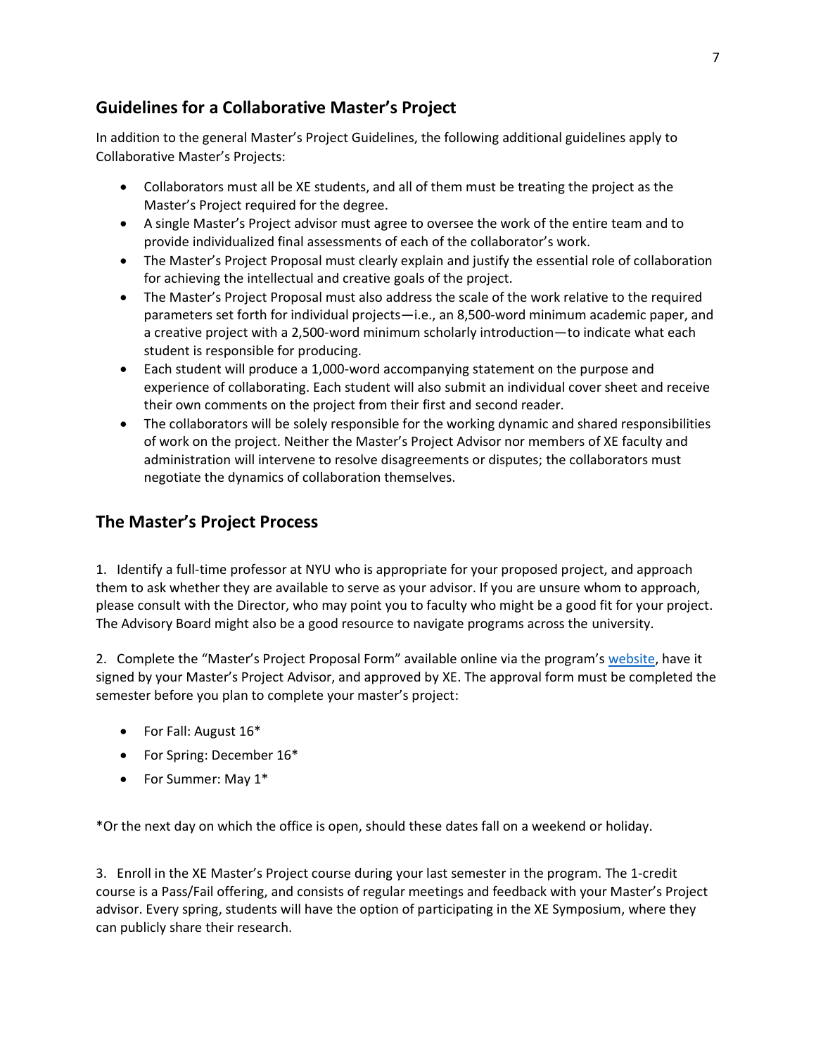## Guidelines for a Collaborative Master's Project

In addition to the general Master's Project Guidelines, the following additional guidelines apply to Collaborative Master's Projects:

- Collaborators must all be XE students, and all of them must be treating the project as the Master's Project required for the degree.
- A single Master's Project advisor must agree to oversee the work of the entire team and to provide individualized final assessments of each of the collaborator's work.
- The Master's Project Proposal must clearly explain and justify the essential role of collaboration for achieving the intellectual and creative goals of the project.
- The Master's Project Proposal must also address the scale of the work relative to the required parameters set forth for individual projects—i.e., an 8,500-word minimum academic paper, and a creative project with a 2,500-word minimum scholarly introduction—to indicate what each student is responsible for producing.
- Each student will produce a 1,000-word accompanying statement on the purpose and experience of collaborating. Each student will also submit an individual cover sheet and receive their own comments on the project from their first and second reader.
- The collaborators will be solely responsible for the working dynamic and shared responsibilities of work on the project. Neither the Master's Project Advisor nor members of XE faculty and administration will intervene to resolve disagreements or disputes; the collaborators must negotiate the dynamics of collaboration themselves.

## The Master's Project Process

1. Identify a full-time professor at NYU who is appropriate for your proposed project, and approach them to ask whether they are available to serve as your advisor. If you are unsure whom to approach, please consult with the Director, who may point you to faculty who might be a good fit for your project. The Advisory Board might also be a good resource to navigate programs across the university.

2. Complete the "Master's Project Proposal Form" available online via the program's website, have it signed by your Master's Project Advisor, and approved by XE. The approval form must be completed the semester before you plan to complete your master's project:

- For Fall: August 16*
- For Spring: December 16*
- For Summer: May 1*

*Or the next day on which the office is open, should these dates fall on a weekend or holiday.

3. Enroll in the XE Master's Project course during your last semester in the program. The 1-credit course is a Pass/Fail offering, and consists of regular meetings and feedback with your Master's Project advisor. Every spring, students will have the option of participating in the XE Symposium, where they can publicly share their research.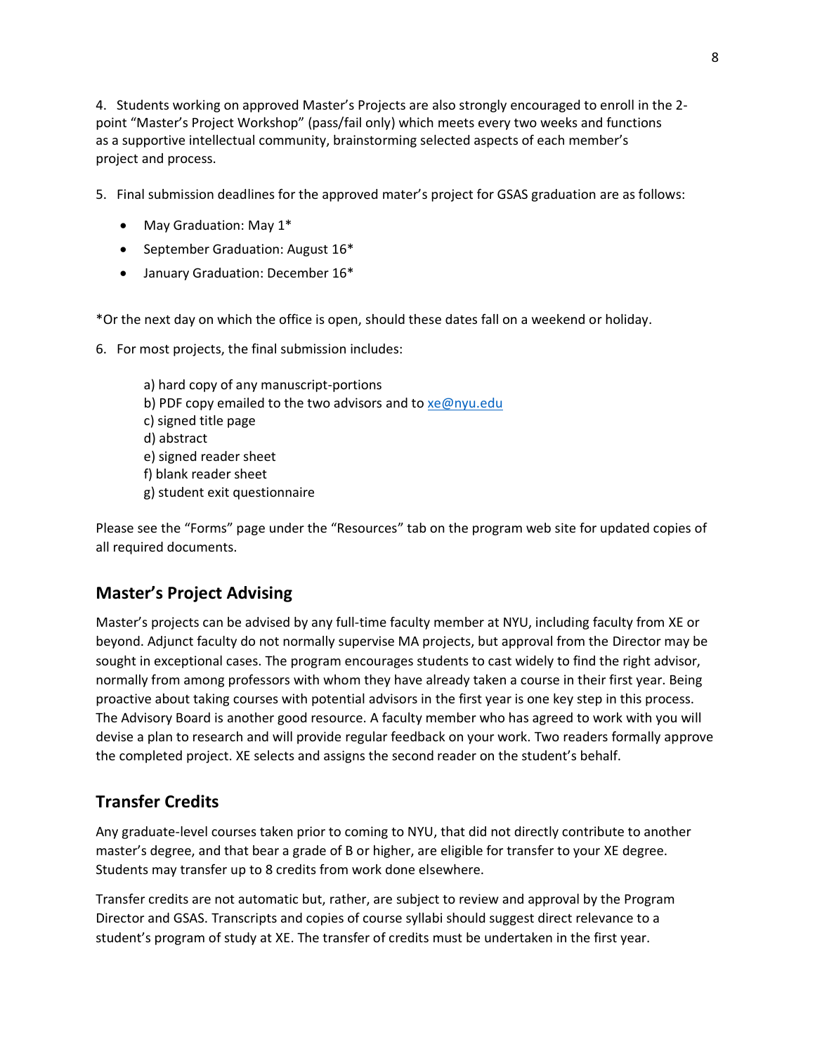4. Students working on approved Master's Projects are also strongly encouraged to enroll in the 2-point "Master's Project Workshop" (pass/fail only) which meets every two weeks and functions as a supportive intellectual community, brainstorming selected aspects of each member's project and process.

5. Final submission deadlines for the approved mater's project for GSAS graduation are as follows:

- May Graduation: May 1*
- September Graduation: August 16*
- January Graduation: December 16*

*Or the next day on which the office is open, should these dates fall on a weekend or holiday.

6. For most projects, the final submission includes:

   a) hard copy of any manuscript-portions
   b) PDF copy emailed to the two advisors and to xe@nyu.edu
   c) signed title page
   d) abstract
   e) signed reader sheet
   f) blank reader sheet
   g) student exit questionnaire

Please see the "Forms" page under the "Resources" tab on the program web site for updated copies of all required documents.

## Master's Project Advising

Master's projects can be advised by any full-time faculty member at NYU, including faculty from XE or beyond. Adjunct faculty do not normally supervise MA projects, but approval from the Director may be sought in exceptional cases. The program encourages students to cast widely to find the right advisor, normally from among professors with whom they have already taken a course in their first year. Being proactive about taking courses with potential advisors in the first year is one key step in this process. The Advisory Board is another good resource. A faculty member who has agreed to work with you will devise a plan to research and will provide regular feedback on your work. Two readers formally approve the completed project. XE selects and assigns the second reader on the student's behalf.

## Transfer Credits

Any graduate-level courses taken prior to coming to NYU, that did not directly contribute to another master's degree, and that bear a grade of B or higher, are eligible for transfer to your XE degree. Students may transfer up to 8 credits from work done elsewhere.

Transfer credits are not automatic but, rather, are subject to review and approval by the Program Director and GSAS. Transcripts and copies of course syllabi should suggest direct relevance to a student's program of study at XE. The transfer of credits must be undertaken in the first year.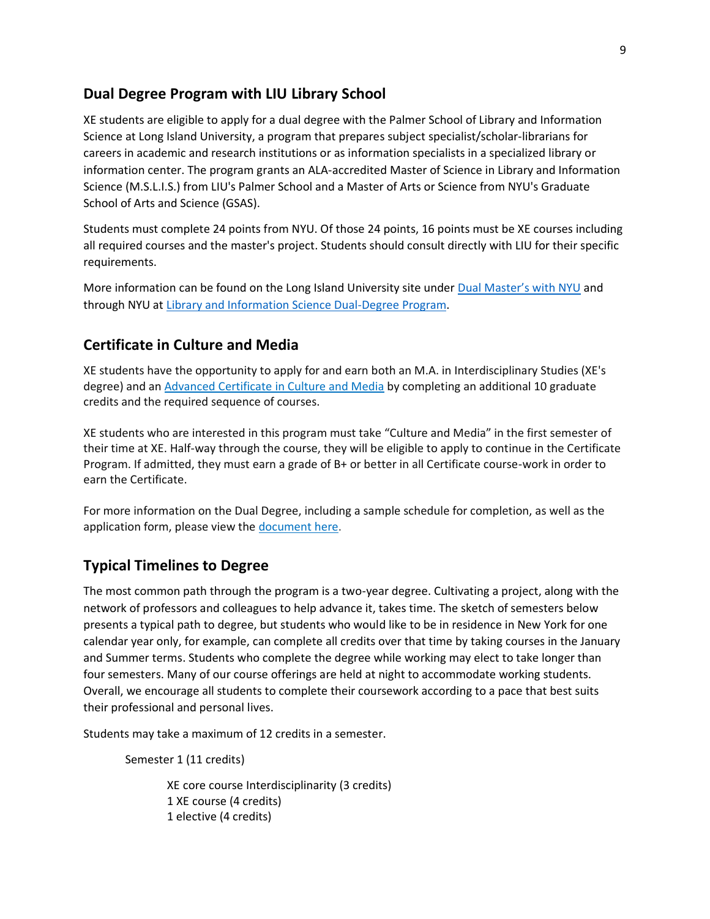## Dual Degree Program with LIU Library School

XE students are eligible to apply for a dual degree with the Palmer School of Library and Information Science at Long Island University, a program that prepares subject specialist/scholar-librarians for careers in academic and research institutions or as information specialists in a specialized library or information center. The program grants an ALA-accredited Master of Science in Library and Information Science (M.S.L.I.S.) from LIU's Palmer School and a Master of Arts or Science from NYU's Graduate School of Arts and Science (GSAS).

Students must complete 24 points from NYU. Of those 24 points, 16 points must be XE courses including all required courses and the master's project. Students should consult directly with LIU for their specific requirements.

More information can be found on the Long Island University site under [Dual Master's with NYU]() and through NYU at [Library and Information Science Dual-Degree Program]().

## Certificate in Culture and Media

XE students have the opportunity to apply for and earn both an M.A. in Interdisciplinary Studies (XE's degree) and an [Advanced Certificate in Culture and Media]() by completing an additional 10 graduate credits and the required sequence of courses.

XE students who are interested in this program must take "Culture and Media" in the first semester of their time at XE. Half-way through the course, they will be eligible to apply to continue in the Certificate Program. If admitted, they must earn a grade of B+ or better in all Certificate course-work in order to earn the Certificate.

For more information on the Dual Degree, including a sample schedule for completion, as well as the application form, please view the [document here]().

## Typical Timelines to Degree

The most common path through the program is a two-year degree. Cultivating a project, along with the network of professors and colleagues to help advance it, takes time. The sketch of semesters below presents a typical path to degree, but students who would like to be in residence in New York for one calendar year only, for example, can complete all credits over that time by taking courses in the January and Summer terms. Students who complete the degree while working may elect to take longer than four semesters. Many of our course offerings are held at night to accommodate working students. Overall, we encourage all students to complete their coursework according to a pace that best suits their professional and personal lives.

Students may take a maximum of 12 credits in a semester.

Semester 1 (11 credits)

- XE core course Interdisciplinarity (3 credits)
- 1 XE course (4 credits)
- 1 elective (4 credits)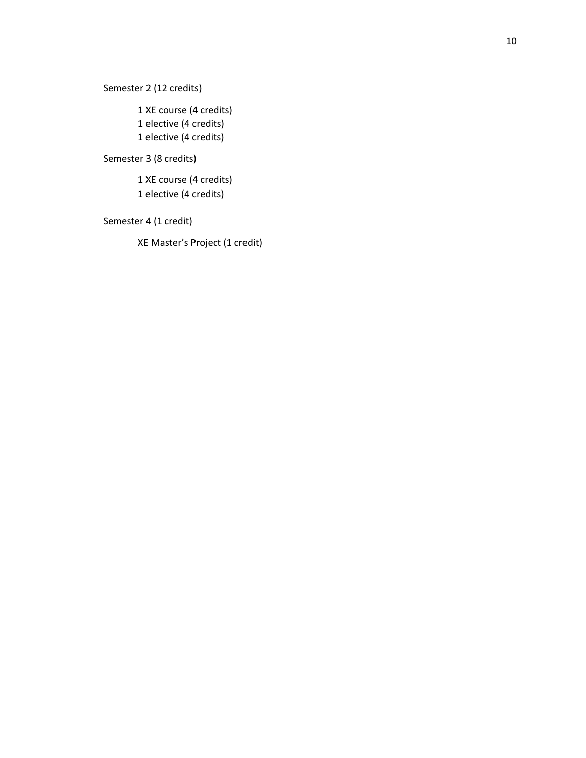Semester 2 (12 credits)

- 1 XE course (4 credits)
- 1 elective (4 credits)
- 1 elective (4 credits)

Semester 3 (8 credits)

- 1 XE course (4 credits)
- 1 elective (4 credits)

Semester 4 (1 credit)

- XE Master's Project (1 credit)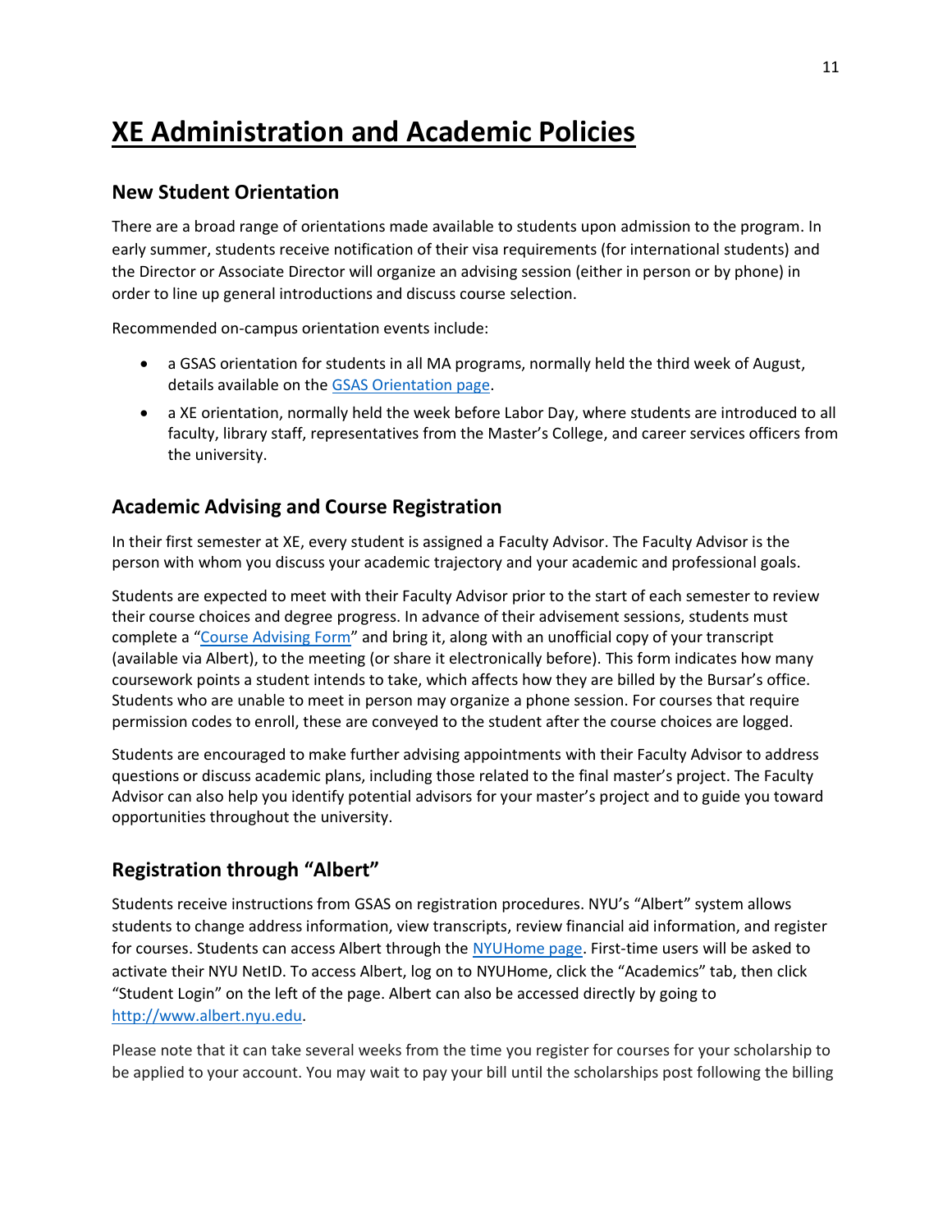# XE Administration and Academic Policies

## New Student Orientation

There are a broad range of orientations made available to students upon admission to the program. In early summer, students receive notification of their visa requirements (for international students) and the Director or Associate Director will organize an advising session (either in person or by phone) in order to line up general introductions and discuss course selection.

Recommended on-campus orientation events include:

- a GSAS orientation for students in all MA programs, normally held the third week of August, details available on the [GSAS Orientation page](#).
- a XE orientation, normally held the week before Labor Day, where students are introduced to all faculty, library staff, representatives from the Master's College, and career services officers from the university.

## Academic Advising and Course Registration

In their first semester at XE, every student is assigned a Faculty Advisor. The Faculty Advisor is the person with whom you discuss your academic trajectory and your academic and professional goals.

Students are expected to meet with their Faculty Advisor prior to the start of each semester to review their course choices and degree progress. In advance of their advisement sessions, students must complete a "[Course Advising Form](#)" and bring it, along with an unofficial copy of your transcript (available via Albert), to the meeting (or share it electronically before). This form indicates how many coursework points a student intends to take, which affects how they are billed by the Bursar's office. Students who are unable to meet in person may organize a phone session. For courses that require permission codes to enroll, these are conveyed to the student after the course choices are logged.

Students are encouraged to make further advising appointments with their Faculty Advisor to address questions or discuss academic plans, including those related to the final master's project. The Faculty Advisor can also help you identify potential advisors for your master's project and to guide you toward opportunities throughout the university.

## Registration through "Albert"

Students receive instructions from GSAS on registration procedures. NYU's "Albert" system allows students to change address information, view transcripts, review financial aid information, and register for courses. Students can access Albert through the [NYUHome page](#). First-time users will be asked to activate their NYU NetID. To access Albert, log on to NYUHome, click the "Academics" tab, then click "Student Login" on the left of the page. Albert can also be accessed directly by going to [http://www.albert.nyu.edu](http://www.albert.nyu.edu).

Please note that it can take several weeks from the time you register for courses for your scholarship to be applied to your account. You may wait to pay your bill until the scholarships post following the billing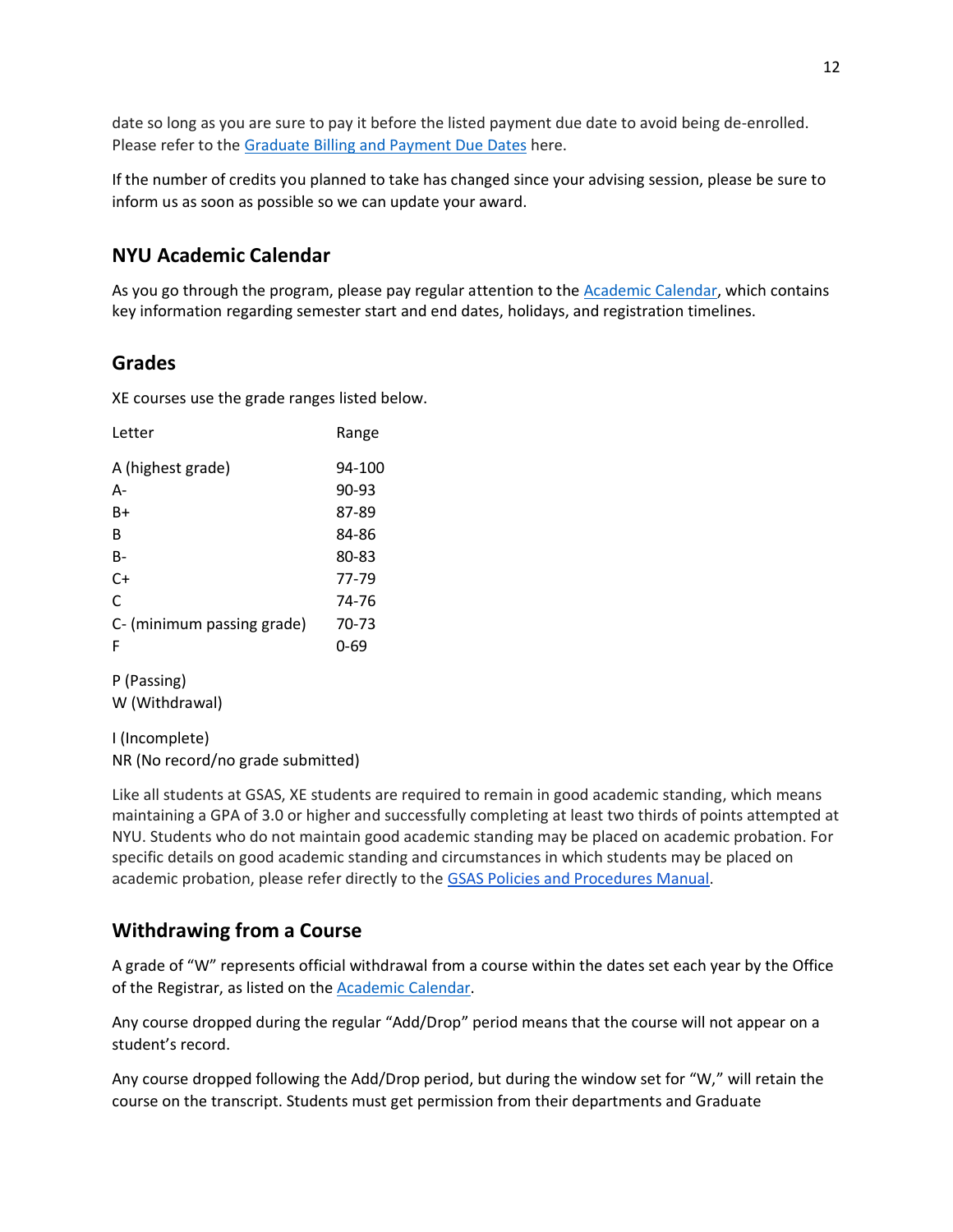date so long as you are sure to pay it before the listed payment due date to avoid being de-enrolled. Please refer to the [Graduate Billing and Payment Due Dates] here.

If the number of credits you planned to take has changed since your advising session, please be sure to inform us as soon as possible so we can update your award.

## NYU Academic Calendar

As you go through the program, please pay regular attention to the [Academic Calendar], which contains key information regarding semester start and end dates, holidays, and registration timelines.

## Grades

XE courses use the grade ranges listed below.

| Letter | Range |
|---|---|
| A (highest grade) | 94-100 |
| A- | 90-93 |
| B+ | 87-89 |
| B | 84-86 |
| B- | 80-83 |
| C+ | 77-79 |
| C | 74-76 |
| C- (minimum passing grade) | 70-73 |
| F | 0-69 |

P (Passing)
W (Withdrawal)

I (Incomplete)
NR (No record/no grade submitted)

Like all students at GSAS, XE students are required to remain in good academic standing, which means maintaining a GPA of 3.0 or higher and successfully completing at least two thirds of points attempted at NYU. Students who do not maintain good academic standing may be placed on academic probation. For specific details on good academic standing and circumstances in which students may be placed on academic probation, please refer directly to the [GSAS Policies and Procedures Manual].

## Withdrawing from a Course

A grade of "W" represents official withdrawal from a course within the dates set each year by the Office of the Registrar, as listed on the [Academic Calendar].

Any course dropped during the regular "Add/Drop" period means that the course will not appear on a student's record.

Any course dropped following the Add/Drop period, but during the window set for "W," will retain the course on the transcript. Students must get permission from their departments and Graduate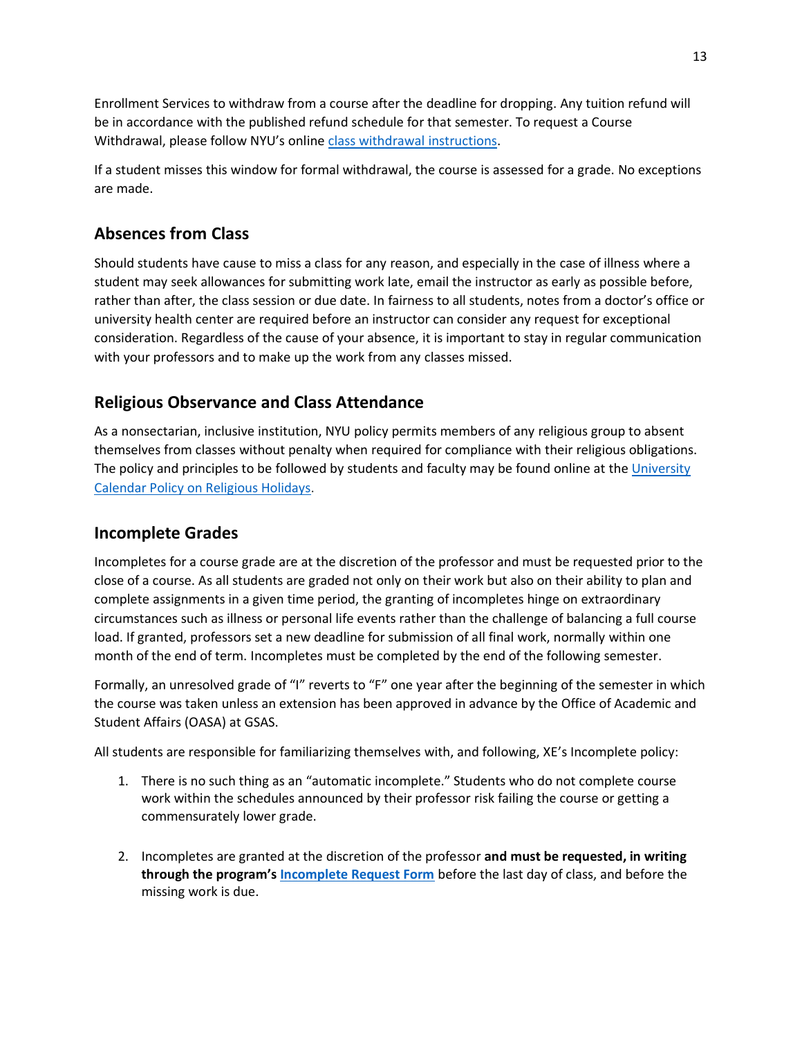Enrollment Services to withdraw from a course after the deadline for dropping. Any tuition refund will be in accordance with the published refund schedule for that semester. To request a Course Withdrawal, please follow NYU's online class withdrawal instructions.

If a student misses this window for formal withdrawal, the course is assessed for a grade. No exceptions are made.

## Absences from Class

Should students have cause to miss a class for any reason, and especially in the case of illness where a student may seek allowances for submitting work late, email the instructor as early as possible before, rather than after, the class session or due date. In fairness to all students, notes from a doctor's office or university health center are required before an instructor can consider any request for exceptional consideration. Regardless of the cause of your absence, it is important to stay in regular communication with your professors and to make up the work from any classes missed.

## Religious Observance and Class Attendance

As a nonsectarian, inclusive institution, NYU policy permits members of any religious group to absent themselves from classes without penalty when required for compliance with their religious obligations. The policy and principles to be followed by students and faculty may be found online at the University Calendar Policy on Religious Holidays.

## Incomplete Grades

Incompletes for a course grade are at the discretion of the professor and must be requested prior to the close of a course. As all students are graded not only on their work but also on their ability to plan and complete assignments in a given time period, the granting of incompletes hinge on extraordinary circumstances such as illness or personal life events rather than the challenge of balancing a full course load. If granted, professors set a new deadline for submission of all final work, normally within one month of the end of term. Incompletes must be completed by the end of the following semester.

Formally, an unresolved grade of "I" reverts to "F" one year after the beginning of the semester in which the course was taken unless an extension has been approved in advance by the Office of Academic and Student Affairs (OASA) at GSAS.

All students are responsible for familiarizing themselves with, and following, XE's Incomplete policy:

1. There is no such thing as an "automatic incomplete." Students who do not complete course work within the schedules announced by their professor risk failing the course or getting a commensurately lower grade.

2. Incompletes are granted at the discretion of the professor **and must be requested, in writing through the program's Incomplete Request Form** before the last day of class, and before the missing work is due.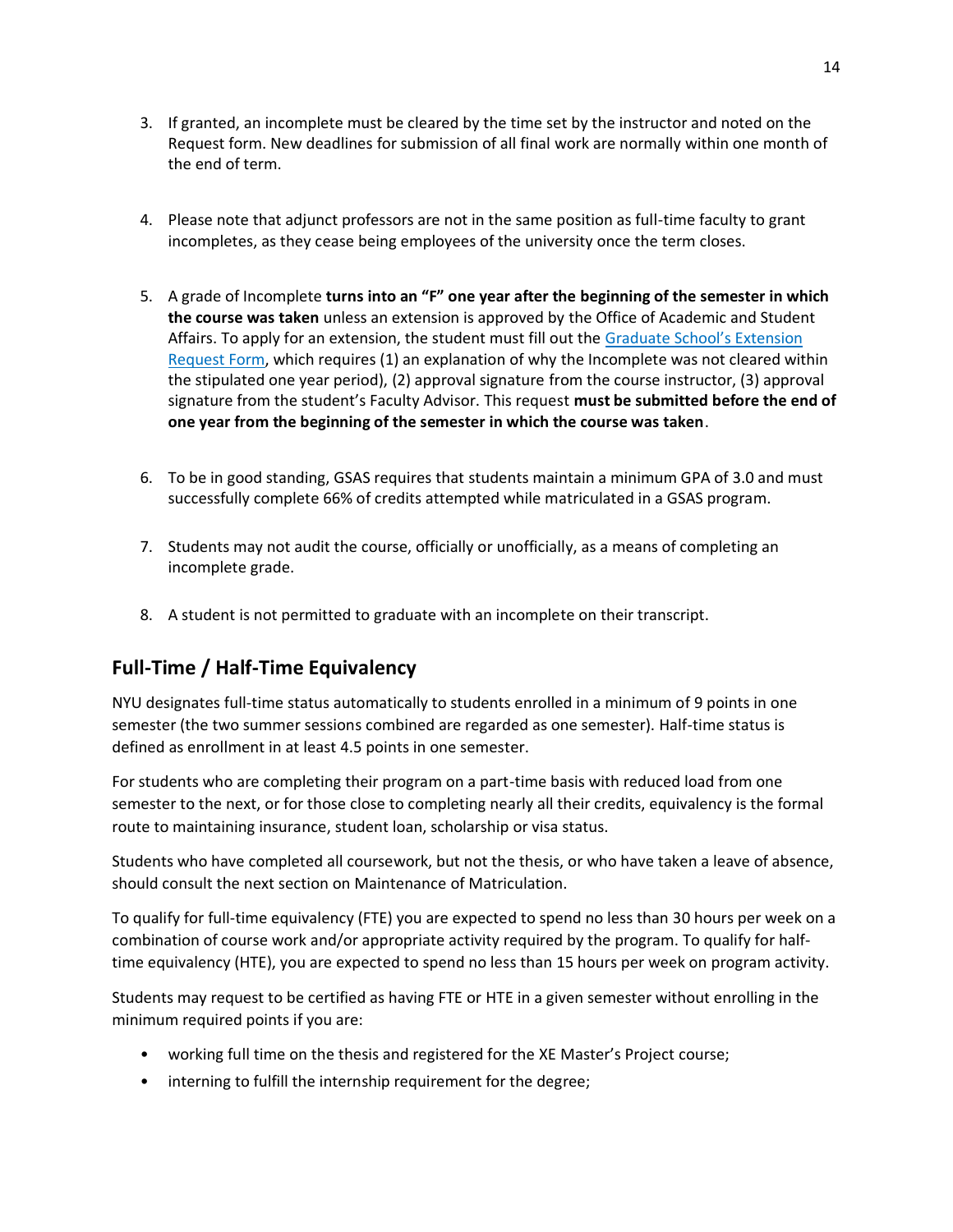3. If granted, an incomplete must be cleared by the time set by the instructor and noted on the Request form. New deadlines for submission of all final work are normally within one month of the end of term.

4. Please note that adjunct professors are not in the same position as full-time faculty to grant incompletes, as they cease being employees of the university once the term closes.

5. A grade of Incomplete **turns into an "F" one year after the beginning of the semester in which the course was taken** unless an extension is approved by the Office of Academic and Student Affairs. To apply for an extension, the student must fill out the Graduate School's Extension Request Form, which requires (1) an explanation of why the Incomplete was not cleared within the stipulated one year period), (2) approval signature from the course instructor, (3) approval signature from the student's Faculty Advisor. This request **must be submitted before the end of one year from the beginning of the semester in which the course was taken**.

6. To be in good standing, GSAS requires that students maintain a minimum GPA of 3.0 and must successfully complete 66% of credits attempted while matriculated in a GSAS program.

7. Students may not audit the course, officially or unofficially, as a means of completing an incomplete grade.

8. A student is not permitted to graduate with an incomplete on their transcript.

## Full-Time / Half-Time Equivalency

NYU designates full-time status automatically to students enrolled in a minimum of 9 points in one semester (the two summer sessions combined are regarded as one semester). Half-time status is defined as enrollment in at least 4.5 points in one semester.

For students who are completing their program on a part-time basis with reduced load from one semester to the next, or for those close to completing nearly all their credits, equivalency is the formal route to maintaining insurance, student loan, scholarship or visa status.

Students who have completed all coursework, but not the thesis, or who have taken a leave of absence, should consult the next section on Maintenance of Matriculation.

To qualify for full-time equivalency (FTE) you are expected to spend no less than 30 hours per week on a combination of course work and/or appropriate activity required by the program. To qualify for half-time equivalency (HTE), you are expected to spend no less than 15 hours per week on program activity.

Students may request to be certified as having FTE or HTE in a given semester without enrolling in the minimum required points if you are:

- working full time on the thesis and registered for the XE Master's Project course;
- interning to fulfill the internship requirement for the degree;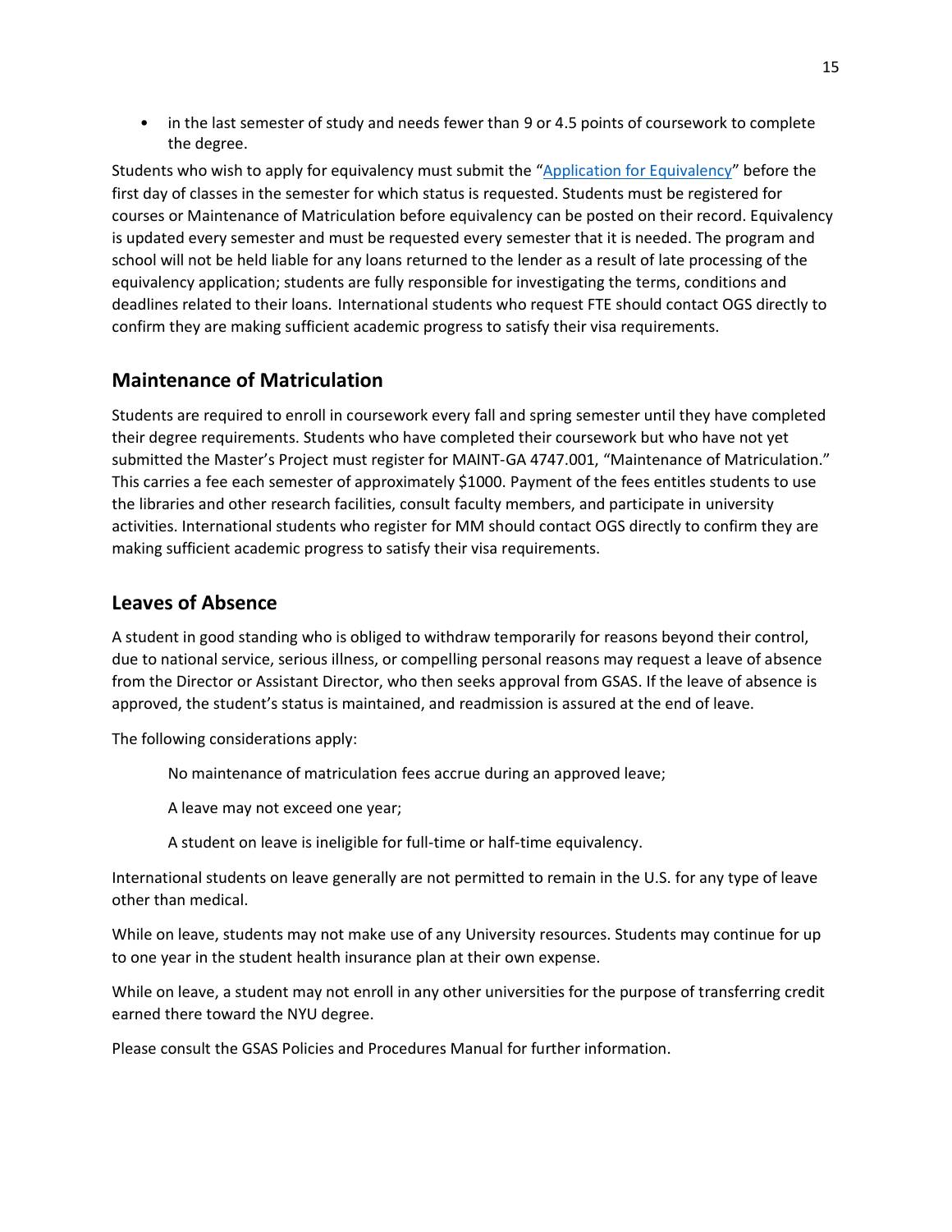- in the last semester of study and needs fewer than 9 or 4.5 points of coursework to complete the degree.

Students who wish to apply for equivalency must submit the "Application for Equivalency" before the first day of classes in the semester for which status is requested. Students must be registered for courses or Maintenance of Matriculation before equivalency can be posted on their record. Equivalency is updated every semester and must be requested every semester that it is needed. The program and school will not be held liable for any loans returned to the lender as a result of late processing of the equivalency application; students are fully responsible for investigating the terms, conditions and deadlines related to their loans. International students who request FTE should contact OGS directly to confirm they are making sufficient academic progress to satisfy their visa requirements.

## Maintenance of Matriculation

Students are required to enroll in coursework every fall and spring semester until they have completed their degree requirements. Students who have completed their coursework but who have not yet submitted the Master's Project must register for MAINT-GA 4747.001, "Maintenance of Matriculation." This carries a fee each semester of approximately $1000. Payment of the fees entitles students to use the libraries and other research facilities, consult faculty members, and participate in university activities. International students who register for MM should contact OGS directly to confirm they are making sufficient academic progress to satisfy their visa requirements.

## Leaves of Absence

A student in good standing who is obliged to withdraw temporarily for reasons beyond their control, due to national service, serious illness, or compelling personal reasons may request a leave of absence from the Director or Assistant Director, who then seeks approval from GSAS. If the leave of absence is approved, the student's status is maintained, and readmission is assured at the end of leave.

The following considerations apply:

> No maintenance of matriculation fees accrue during an approved leave;
>
> A leave may not exceed one year;
>
> A student on leave is ineligible for full-time or half-time equivalency.

International students on leave generally are not permitted to remain in the U.S. for any type of leave other than medical.

While on leave, students may not make use of any University resources. Students may continue for up to one year in the student health insurance plan at their own expense.

While on leave, a student may not enroll in any other universities for the purpose of transferring credit earned there toward the NYU degree.

Please consult the GSAS Policies and Procedures Manual for further information.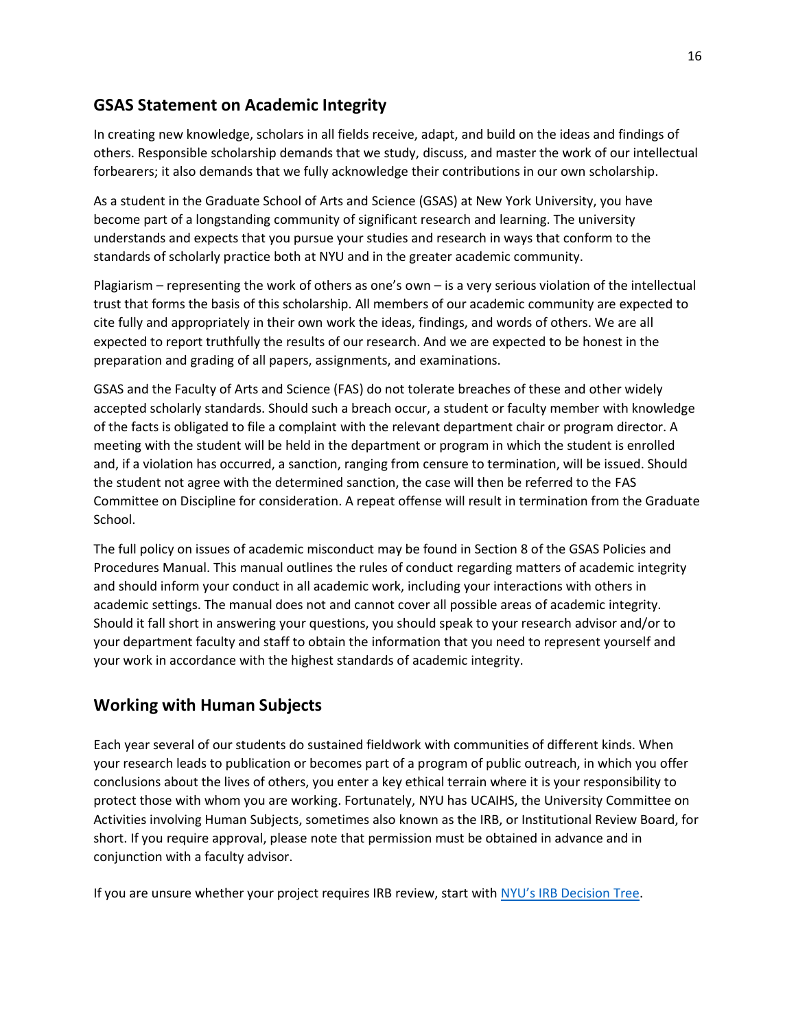## GSAS Statement on Academic Integrity

In creating new knowledge, scholars in all fields receive, adapt, and build on the ideas and findings of others. Responsible scholarship demands that we study, discuss, and master the work of our intellectual forbearers; it also demands that we fully acknowledge their contributions in our own scholarship.

As a student in the Graduate School of Arts and Science (GSAS) at New York University, you have become part of a longstanding community of significant research and learning. The university understands and expects that you pursue your studies and research in ways that conform to the standards of scholarly practice both at NYU and in the greater academic community.

Plagiarism – representing the work of others as one's own – is a very serious violation of the intellectual trust that forms the basis of this scholarship. All members of our academic community are expected to cite fully and appropriately in their own work the ideas, findings, and words of others. We are all expected to report truthfully the results of our research. And we are expected to be honest in the preparation and grading of all papers, assignments, and examinations.

GSAS and the Faculty of Arts and Science (FAS) do not tolerate breaches of these and other widely accepted scholarly standards. Should such a breach occur, a student or faculty member with knowledge of the facts is obligated to file a complaint with the relevant department chair or program director. A meeting with the student will be held in the department or program in which the student is enrolled and, if a violation has occurred, a sanction, ranging from censure to termination, will be issued. Should the student not agree with the determined sanction, the case will then be referred to the FAS Committee on Discipline for consideration. A repeat offense will result in termination from the Graduate School.

The full policy on issues of academic misconduct may be found in Section 8 of the GSAS Policies and Procedures Manual. This manual outlines the rules of conduct regarding matters of academic integrity and should inform your conduct in all academic work, including your interactions with others in academic settings. The manual does not and cannot cover all possible areas of academic integrity. Should it fall short in answering your questions, you should speak to your research advisor and/or to your department faculty and staff to obtain the information that you need to represent yourself and your work in accordance with the highest standards of academic integrity.

## Working with Human Subjects

Each year several of our students do sustained fieldwork with communities of different kinds. When your research leads to publication or becomes part of a program of public outreach, in which you offer conclusions about the lives of others, you enter a key ethical terrain where it is your responsibility to protect those with whom you are working. Fortunately, NYU has UCAIHS, the University Committee on Activities involving Human Subjects, sometimes also known as the IRB, or Institutional Review Board, for short. If you require approval, please note that permission must be obtained in advance and in conjunction with a faculty advisor.

If you are unsure whether your project requires IRB review, start with NYU's IRB Decision Tree.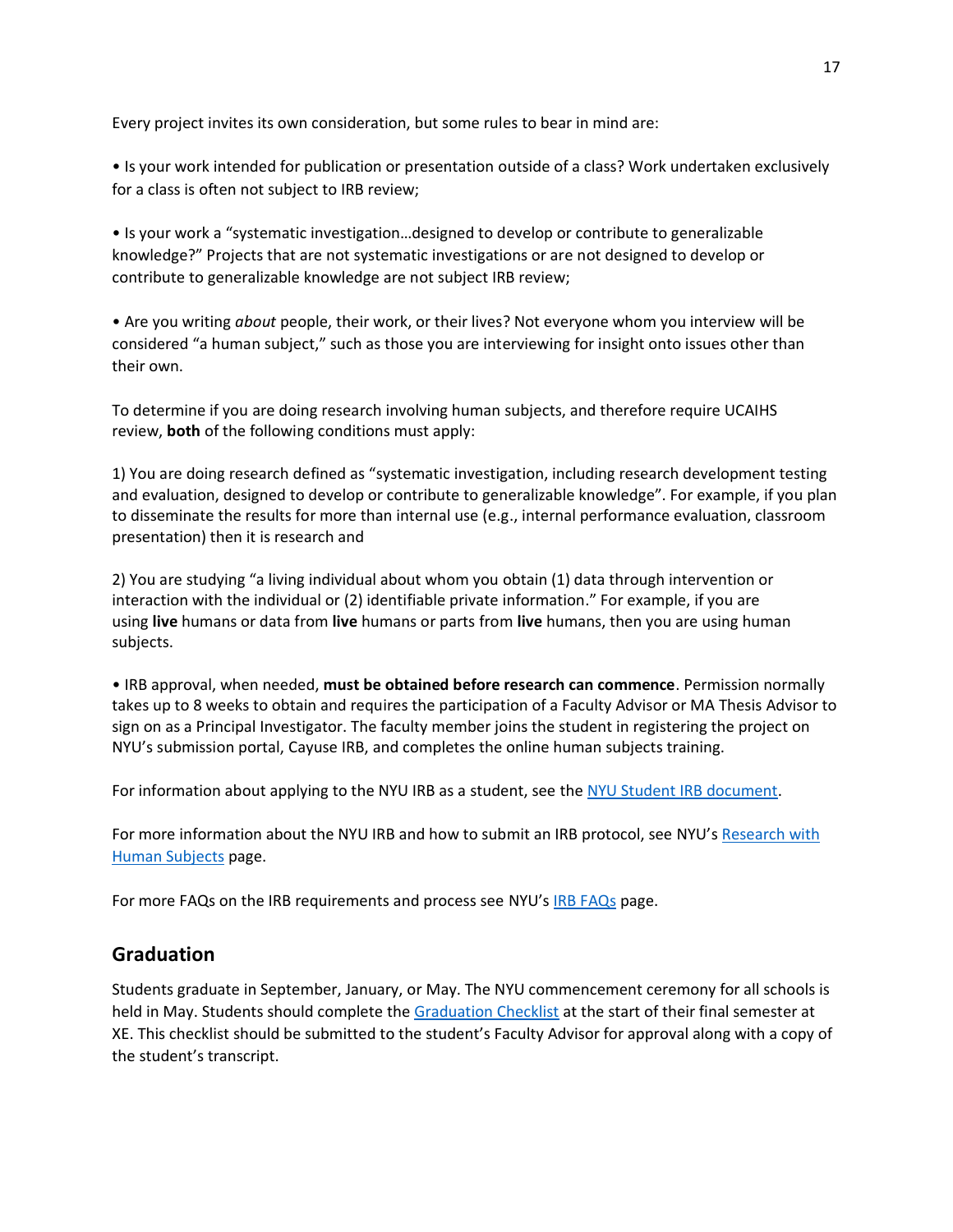Every project invites its own consideration, but some rules to bear in mind are:

• Is your work intended for publication or presentation outside of a class? Work undertaken exclusively for a class is often not subject to IRB review;

• Is your work a "systematic investigation…designed to develop or contribute to generalizable knowledge?" Projects that are not systematic investigations or are not designed to develop or contribute to generalizable knowledge are not subject IRB review;

• Are you writing *about* people, their work, or their lives? Not everyone whom you interview will be considered "a human subject," such as those you are interviewing for insight onto issues other than their own.

To determine if you are doing research involving human subjects, and therefore require UCAIHS review, **both** of the following conditions must apply:

1) You are doing research defined as "systematic investigation, including research development testing and evaluation, designed to develop or contribute to generalizable knowledge". For example, if you plan to disseminate the results for more than internal use (e.g., internal performance evaluation, classroom presentation) then it is research and

2) You are studying "a living individual about whom you obtain (1) data through intervention or interaction with the individual or (2) identifiable private information." For example, if you are using **live** humans or data from **live** humans or parts from **live** humans, then you are using human subjects.

• IRB approval, when needed, **must be obtained before research can commence**. Permission normally takes up to 8 weeks to obtain and requires the participation of a Faculty Advisor or MA Thesis Advisor to sign on as a Principal Investigator. The faculty member joins the student in registering the project on NYU's submission portal, Cayuse IRB, and completes the online human subjects training.

For information about applying to the NYU IRB as a student, see the NYU Student IRB document.

For more information about the NYU IRB and how to submit an IRB protocol, see NYU's Research with Human Subjects page.

For more FAQs on the IRB requirements and process see NYU's IRB FAQs page.

## Graduation

Students graduate in September, January, or May. The NYU commencement ceremony for all schools is held in May. Students should complete the Graduation Checklist at the start of their final semester at XE. This checklist should be submitted to the student's Faculty Advisor for approval along with a copy of the student's transcript.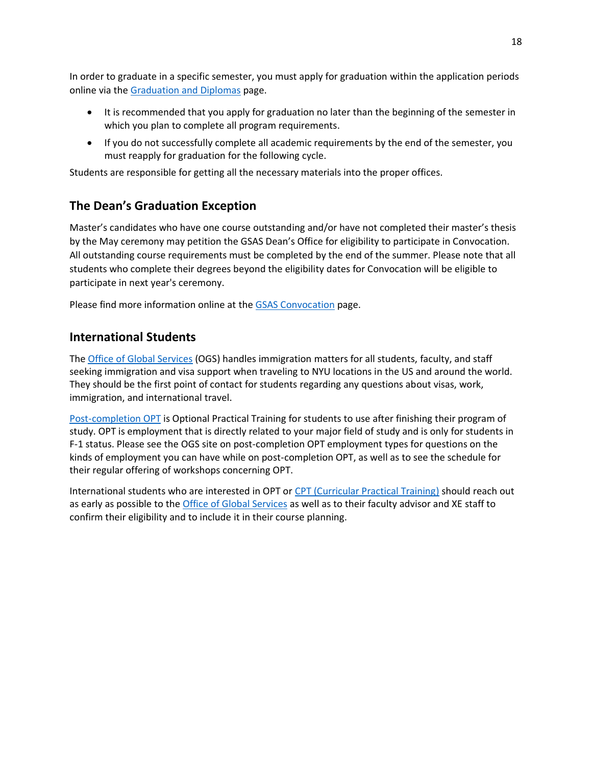In order to graduate in a specific semester, you must apply for graduation within the application periods online via the Graduation and Diplomas page.

- It is recommended that you apply for graduation no later than the beginning of the semester in which you plan to complete all program requirements.
- If you do not successfully complete all academic requirements by the end of the semester, you must reapply for graduation for the following cycle.

Students are responsible for getting all the necessary materials into the proper offices.

## The Dean's Graduation Exception

Master's candidates who have one course outstanding and/or have not completed their master's thesis by the May ceremony may petition the GSAS Dean's Office for eligibility to participate in Convocation. All outstanding course requirements must be completed by the end of the summer. Please note that all students who complete their degrees beyond the eligibility dates for Convocation will be eligible to participate in next year's ceremony.

Please find more information online at the GSAS Convocation page.

## International Students

The Office of Global Services (OGS) handles immigration matters for all students, faculty, and staff seeking immigration and visa support when traveling to NYU locations in the US and around the world. They should be the first point of contact for students regarding any questions about visas, work, immigration, and international travel.

Post-completion OPT is Optional Practical Training for students to use after finishing their program of study. OPT is employment that is directly related to your major field of study and is only for students in F-1 status. Please see the OGS site on post-completion OPT employment types for questions on the kinds of employment you can have while on post-completion OPT, as well as to see the schedule for their regular offering of workshops concerning OPT.

International students who are interested in OPT or CPT (Curricular Practical Training) should reach out as early as possible to the Office of Global Services as well as to their faculty advisor and XE staff to confirm their eligibility and to include it in their course planning.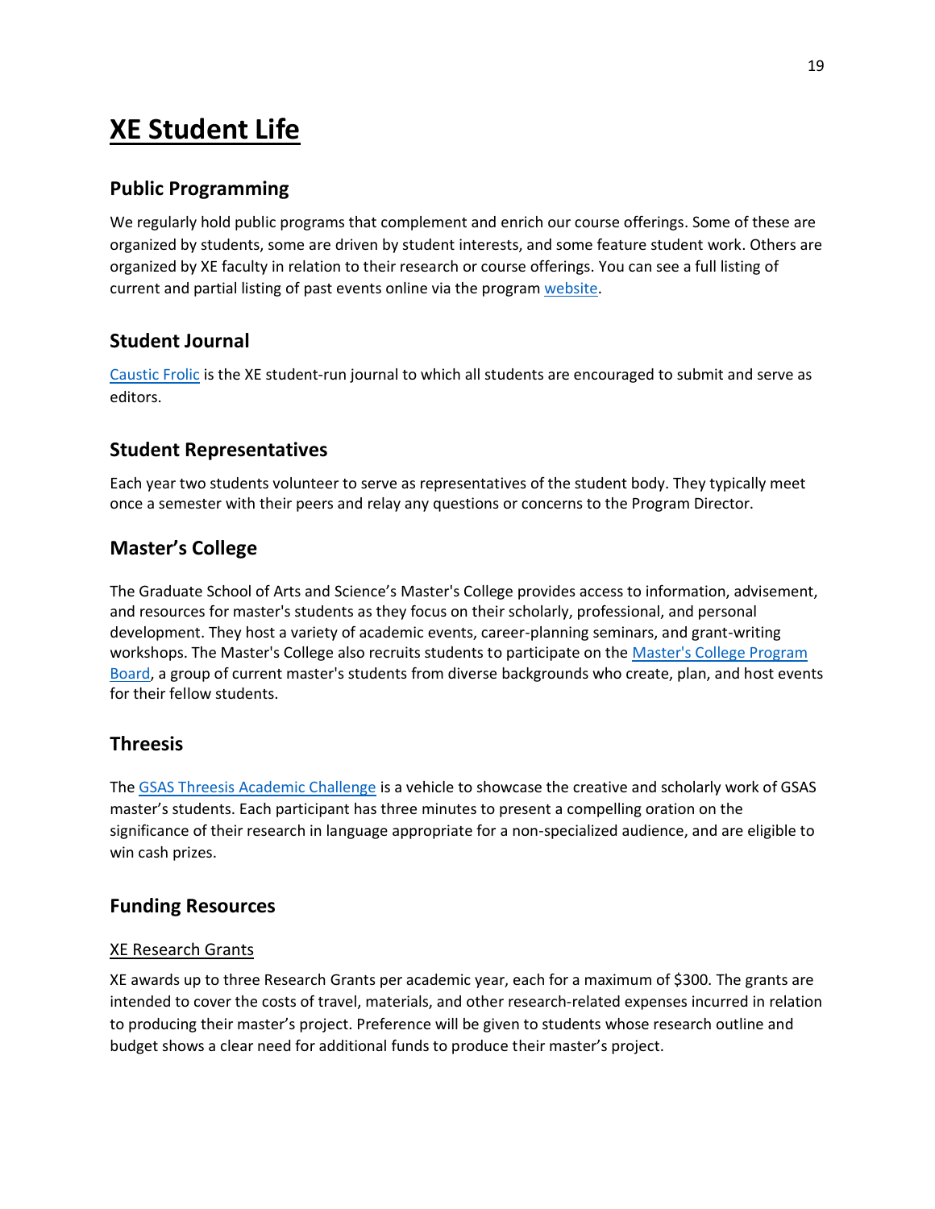# XE Student Life

## Public Programming

We regularly hold public programs that complement and enrich our course offerings. Some of these are organized by students, some are driven by student interests, and some feature student work. Others are organized by XE faculty in relation to their research or course offerings. You can see a full listing of current and partial listing of past events online via the program website.

## Student Journal

Caustic Frolic is the XE student-run journal to which all students are encouraged to submit and serve as editors.

## Student Representatives

Each year two students volunteer to serve as representatives of the student body. They typically meet once a semester with their peers and relay any questions or concerns to the Program Director.

## Master's College

The Graduate School of Arts and Science's Master's College provides access to information, advisement, and resources for master's students as they focus on their scholarly, professional, and personal development. They host a variety of academic events, career-planning seminars, and grant-writing workshops. The Master's College also recruits students to participate on the Master's College Program Board, a group of current master's students from diverse backgrounds who create, plan, and host events for their fellow students.

## Threesis

The GSAS Threesis Academic Challenge is a vehicle to showcase the creative and scholarly work of GSAS master's students. Each participant has three minutes to present a compelling oration on the significance of their research in language appropriate for a non-specialized audience, and are eligible to win cash prizes.

## Funding Resources

### XE Research Grants

XE awards up to three Research Grants per academic year, each for a maximum of $300. The grants are intended to cover the costs of travel, materials, and other research-related expenses incurred in relation to producing their master's project. Preference will be given to students whose research outline and budget shows a clear need for additional funds to produce their master's project.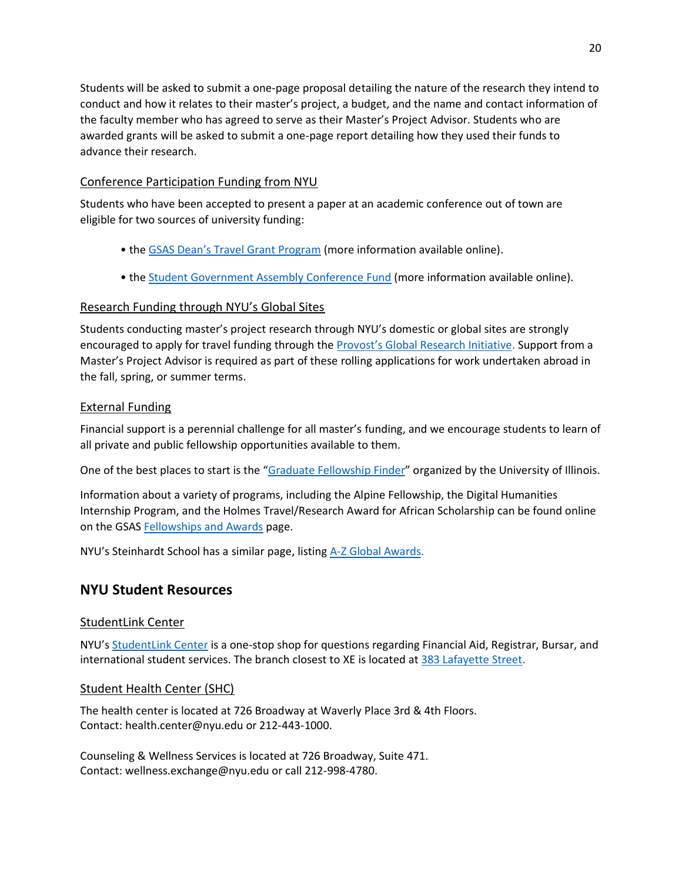Students will be asked to submit a one-page proposal detailing the nature of the research they intend to conduct and how it relates to their master's project, a budget, and the name and contact information of the faculty member who has agreed to serve as their Master's Project Advisor. Students who are awarded grants will be asked to submit a one-page report detailing how they used their funds to advance their research.

### Conference Participation Funding from NYU

Students who have been accepted to present a paper at an academic conference out of town are eligible for two sources of university funding:

- the GSAS Dean's Travel Grant Program (more information available online).
- the Student Government Assembly Conference Fund (more information available online).

### Research Funding through NYU's Global Sites

Students conducting master's project research through NYU's domestic or global sites are strongly encouraged to apply for travel funding through the Provost's Global Research Initiative. Support from a Master's Project Advisor is required as part of these rolling applications for work undertaken abroad in the fall, spring, or summer terms.

### External Funding

Financial support is a perennial challenge for all master's funding, and we encourage students to learn of all private and public fellowship opportunities available to them.

One of the best places to start is the "Graduate Fellowship Finder" organized by the University of Illinois.

Information about a variety of programs, including the Alpine Fellowship, the Digital Humanities Internship Program, and the Holmes Travel/Research Award for African Scholarship can be found online on the GSAS Fellowships and Awards page.

NYU's Steinhardt School has a similar page, listing A-Z Global Awards.

## NYU Student Resources

### StudentLink Center

NYU's StudentLink Center is a one-stop shop for questions regarding Financial Aid, Registrar, Bursar, and international student services. The branch closest to XE is located at 383 Lafayette Street.

### Student Health Center (SHC)

The health center is located at 726 Broadway at Waverly Place 3rd & 4th Floors.
Contact: health.center@nyu.edu or 212-443-1000.

Counseling & Wellness Services is located at 726 Broadway, Suite 471.
Contact: wellness.exchange@nyu.edu or call 212-998-4780.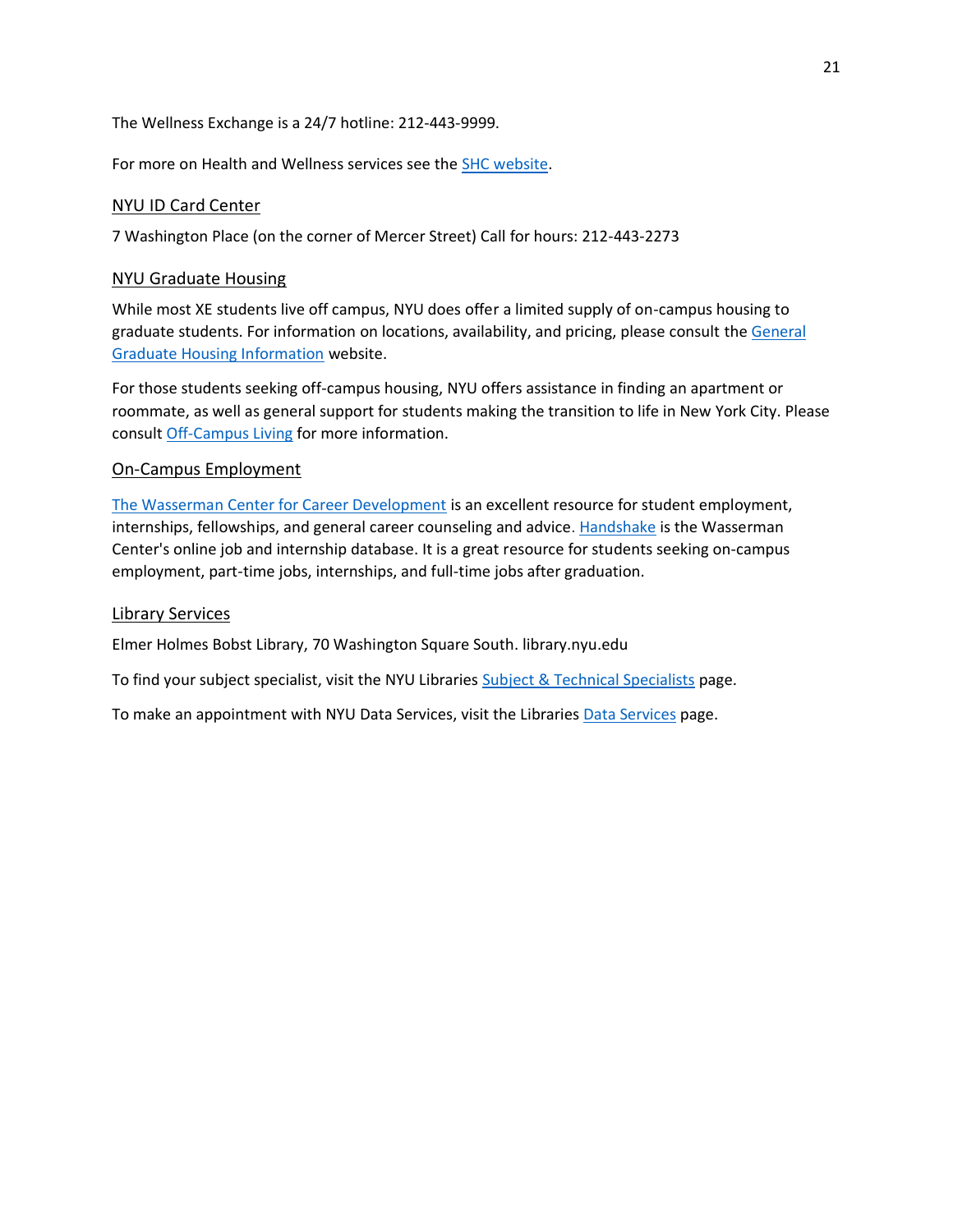The Wellness Exchange is a 24/7 hotline: 212-443-9999.

For more on Health and Wellness services see the SHC website.

## NYU ID Card Center

7 Washington Place (on the corner of Mercer Street) Call for hours: 212-443-2273

## NYU Graduate Housing

While most XE students live off campus, NYU does offer a limited supply of on-campus housing to graduate students. For information on locations, availability, and pricing, please consult the General Graduate Housing Information website.

For those students seeking off-campus housing, NYU offers assistance in finding an apartment or roommate, as well as general support for students making the transition to life in New York City. Please consult Off-Campus Living for more information.

## On-Campus Employment

The Wasserman Center for Career Development is an excellent resource for student employment, internships, fellowships, and general career counseling and advice. Handshake is the Wasserman Center's online job and internship database. It is a great resource for students seeking on-campus employment, part-time jobs, internships, and full-time jobs after graduation.

## Library Services

Elmer Holmes Bobst Library, 70 Washington Square South. library.nyu.edu

To find your subject specialist, visit the NYU Libraries Subject & Technical Specialists page.

To make an appointment with NYU Data Services, visit the Libraries Data Services page.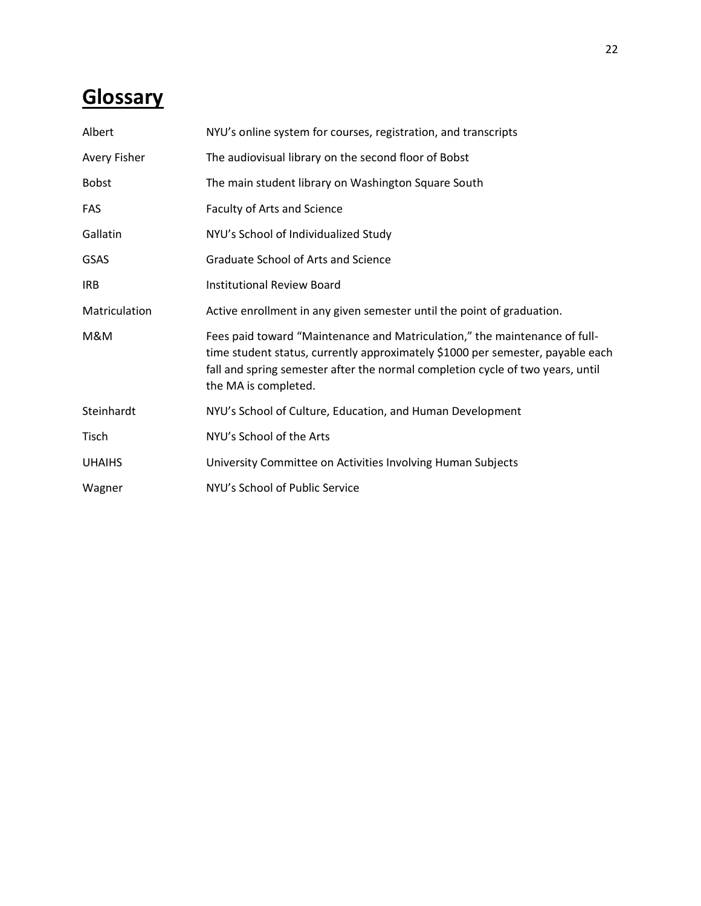# Glossary

| | |
|---|---|
| Albert | NYU's online system for courses, registration, and transcripts |
| Avery Fisher | The audiovisual library on the second floor of Bobst |
| Bobst | The main student library on Washington Square South |
| FAS | Faculty of Arts and Science |
| Gallatin | NYU's School of Individualized Study |
| GSAS | Graduate School of Arts and Science |
| IRB | Institutional Review Board |
| Matriculation | Active enrollment in any given semester until the point of graduation. |
| M&M | Fees paid toward "Maintenance and Matriculation," the maintenance of full-time student status, currently approximately $1000 per semester, payable each fall and spring semester after the normal completion cycle of two years, until the MA is completed. |
| Steinhardt | NYU's School of Culture, Education, and Human Development |
| Tisch | NYU's School of the Arts |
| UHAIHS | University Committee on Activities Involving Human Subjects |
| Wagner | NYU's School of Public Service |